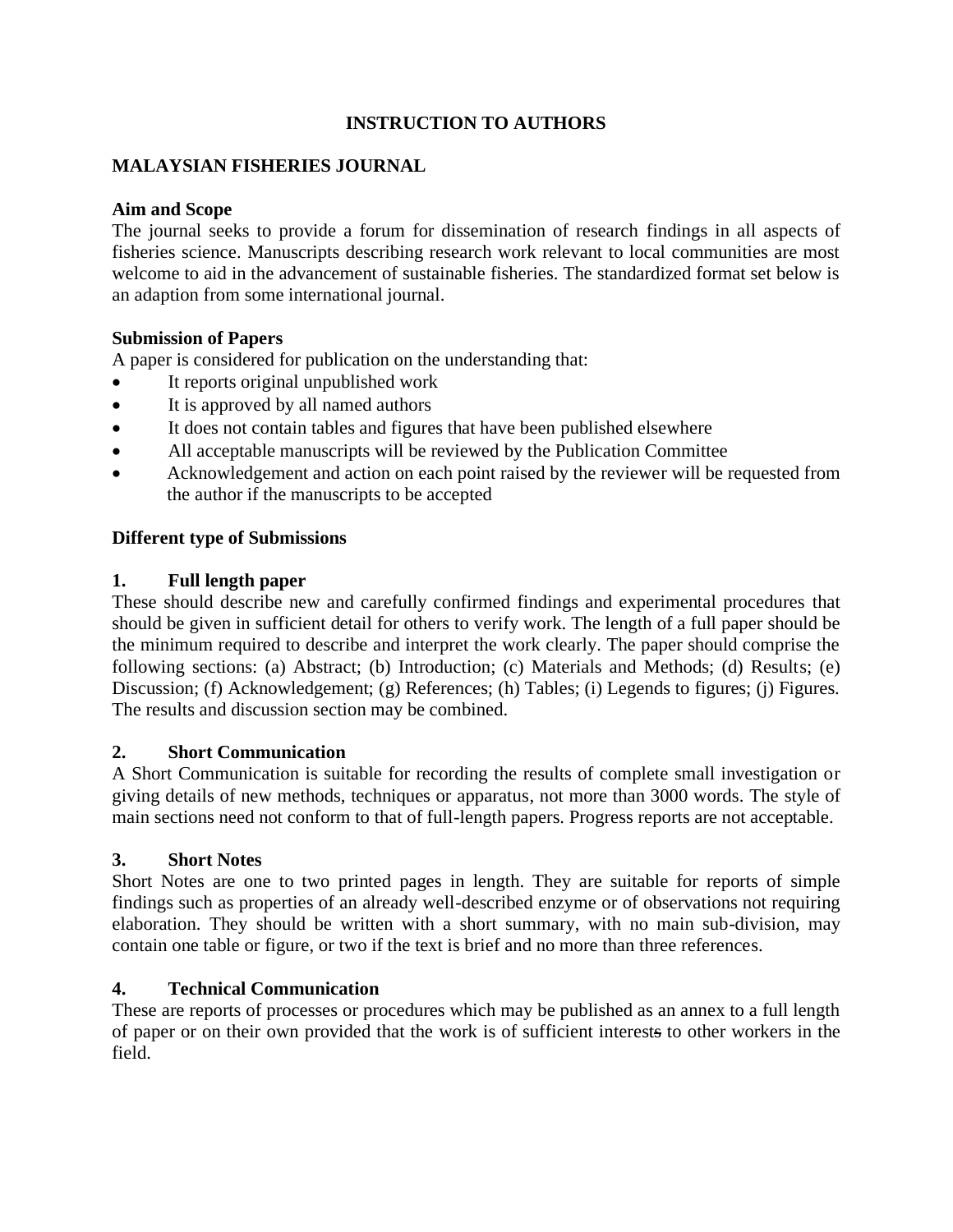# INSTRUCTION TO AUTHORS

## MALAYSIAN FISHERIES JOURNAL

### Aim and Scope

The journal seeks to provide a forum for dissemination of research findings in all aspects of fisheries science. Manuscripts describing research work relevant to local communities are most welcome to aid in the advancement of sustainable fisheries. The standardized format set below is an adaption from some international journal.

### Submission of Papers

A paper is considered for publication on the understanding that:

- It reports original unpublished work
- It is approved by all named authors
- It does not contain tables and figures that have been published elsewhere
- All acceptable manuscripts will be reviewed by the Publication Committee
- Acknowledgement and action on each point raised by the reviewer will be requested from the author if the manuscripts to be accepted

### Different type of Submissions

### 1. Full length paper

These should describe new and carefully confirmed findings and experimental procedures that should be given in sufficient detail for others to verify work. The length of a full paper should be the minimum required to describe and interpret the work clearly. The paper should comprise the following sections: (a) Abstract; (b) Introduction; (c) Materials and Methods; (d) Results; (e) Discussion; (f) Acknowledgement; (g) References; (h) Tables; (i) Legends to figures; (j) Figures. The results and discussion section may be combined.

### 2. Short Communication

A Short Communication is suitable for recording the results of complete small investigation or giving details of new methods, techniques or apparatus, not more than 3000 words. The style of main sections need not conform to that of full-length papers. Progress reports are not acceptable.

### 3. Short Notes

Short Notes are one to two printed pages in length. They are suitable for reports of simple findings such as properties of an already well-described enzyme or of observations not requiring elaboration. They should be written with a short summary, with no main sub-division, may contain one table or figure, or two if the text is brief and no more than three references.

### 4. Technical Communication

These are reports of processes or procedures which may be published as an annex to a full length of paper or on their own provided that the work is of sufficient interests to other workers in the field.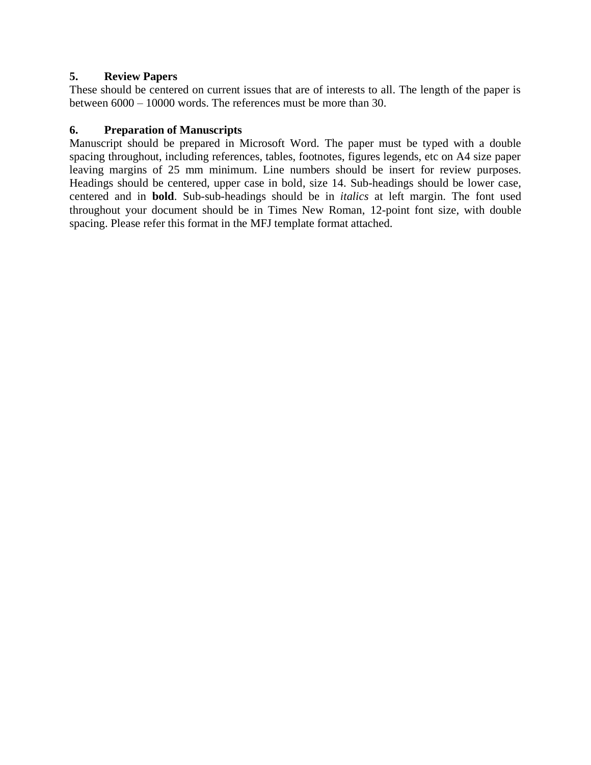## 5. Review Papers

These should be centered on current issues that are of interests to all. The length of the paper is between 6000 – 10000 words. The references must be more than 30.

## 6. Preparation of Manuscripts

Manuscript should be prepared in Microsoft Word. The paper must be typed with a double spacing throughout, including references, tables, footnotes, figures legends, etc on A4 size paper leaving margins of 25 mm minimum. Line numbers should be insert for review purposes. Headings should be centered, upper case in bold, size 14. Sub-headings should be lower case, centered and in **bold**. Sub-sub-headings should be in *italics* at left margin. The font used throughout your document should be in Times New Roman, 12-point font size, with double spacing. Please refer this format in the MFJ template format attached.